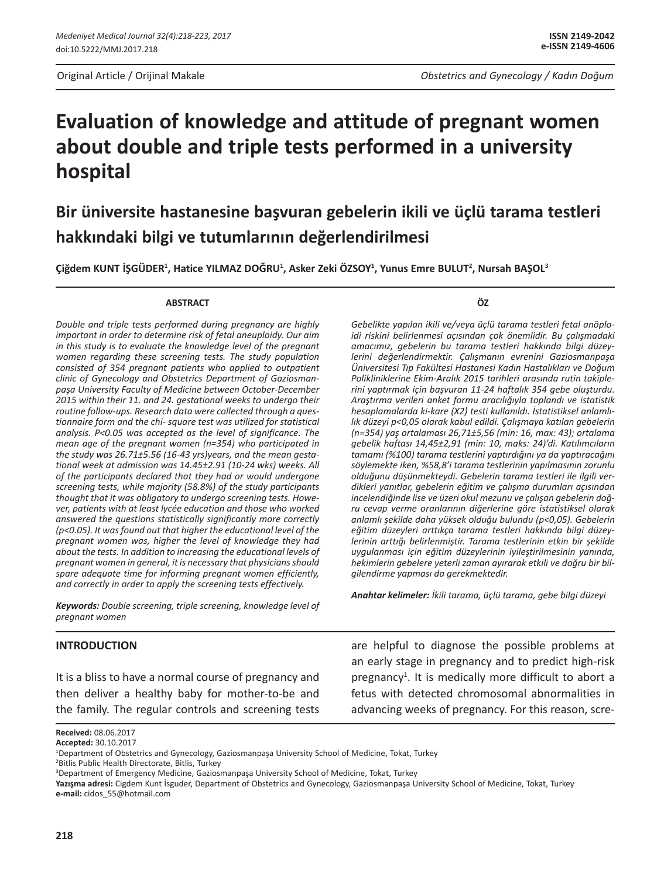Original Article / Orijinal Makale

*Obstetrics and Gynecology / Kadın Doğum*

# Evaluation of knowledge and attitude of pregnant women about double and triple tests performed in a university hospital

## Bir üniversite hastanesine başvuran gebelerin ikili ve üçlü tarama testleri hakkındaki bilgi ve tutumlarının değerlendirilmesi

**Çiğdem KUNT İŞGÜDER[1], Hatice YILMAZ DOĞRU[1], Asker Zeki ÖZSOY[1], Yunus Emre BULUT[2], Nursah BAŞOL[3]**

### ABSTRACT

*Double and triple tests performed during pregnancy are highly important in order to determine risk of fetal aneuploidy. Our aim in this study is to evaluate the knowledge level of the pregnant women regarding these screening tests. The study population consisted of 354 pregnant patients who applied to outpatient clinic of Gynecology and Obstetrics Department of Gaziosmanpaşa University Faculty of Medicine between October-December 2015 within their 11. and 24. gestational weeks to undergo their routine follow-ups. Research data were collected through a questionnaire form and the chi- square test was utilized for statistical analysis. P<0.05 was accepted as the level of significance. The mean age of the pregnant women (n=354) who participated in the study was 26.71±5.56 (16-43 yrs)years, and the mean gestational week at admission was 14.45±2.91 (10-24 wks) weeks. All of the participants declared that they had or would undergone screening tests, while majority (58.8%) of the study participants thought that it was obligatory to undergo screening tests. However, patients with at least lycée education and those who worked answered the questions statistically significantly more correctly (p<0.05). It was found out that higher the educational level of the pregnant women was, higher the level of knowledge they had about the tests. In addition to increasing the educational levels of pregnant women in general, it is necessary that physicians should spare adequate time for informing pregnant women efficiently, and correctly in order to apply the screening tests effectively.*

***Keywords:*** *Double screening, triple screening, knowledge level of pregnant women*

### ÖZ

*Gebelikte yapılan ikili ve/veya üçlü tarama testleri fetal anöploidi riskini belirlenmesi açısından çok önemlidir. Bu çalışmadaki amacımız, gebelerin bu tarama testleri hakkında bilgi düzeylerini değerlendirmektir. Çalışmanın evrenini Gaziosmanpaşa Üniversitesi Tıp Fakültesi Hastanesi Kadın Hastalıkları ve Doğum Polikliniklerine Ekim-Aralık 2015 tarihleri arasında rutin kontrollerini yaptırmak için başvuran 11-24 haftalık 354 gebe oluşturdu. Araştırma verileri anket formu aracılığıyla toplandı ve istatistik hesaplamalarda ki-kare (X2) testi kullanıldı. İstatistiksel anlamlılık düzeyi p<0,05 olarak kabul edildi. Çalışmaya katılan gebelerin (n=354) yaş ortalaması 26,71±5,56 (min: 16, max: 43); ortalama gebelik haftası 14,45±2,91 (min: 10, maks: 24)'di. Katılımcıların tamamı (%100) tarama testlerini yaptırdığını ya da yaptıracağını söylemekte iken, %58,8'i tarama testlerinin yapılmasının zorunlu olduğunu düşünmekteydi. Gebelerin tarama testleri ile ilgili verdikleri yanıtlar, gebelerin eğitim ve çalışma durumları açısından incelendiğinde lise ve üzeri okul mezunu ve çalışan gebelerin doğru cevap verme oranlarının diğerlerine göre istatistiksel olarak anlamlı şekilde daha yüksek olduğu bulundu (p<0,05). Gebelerin eğitim düzeyleri arttıkça tarama testleri hakkında bilgi düzeylerinin arttığı belirlenmiştir. Tarama testlerinin etkin bir şekilde uygulanması için eğitim düzeylerinin iyileştirilmesinin yanında, hekimlerin gebelere yeterli zaman ayırarak etkili ve doğru bir bilgilendirme yapması da gerekmektedir.*

***Anahtar kelimeler:*** *İkili tarama, üçlü tarama, gebe bilgi düzeyi*

### INTRODUCTION

It is a bliss to have a normal course of pregnancy and then deliver a healthy baby for mother-to-be and the family. The regular controls and screening tests are helpful to diagnose the possible problems at an early stage in pregnancy and to predict high-risk pregnancy[1]. It is medically more difficult to abort a fetus with detected chromosomal abnormalities in advancing weeks of pregnancy. For this reason, scre-

**Received:** 08.06.2017
**Accepted:** 30.10.2017

[1]Department of Obstetrics and Gynecology, Gaziosmanpaşa University School of Medicine, Tokat, Turkey
[2]Bitlis Public Health Directorate, Bitlis, Turkey
[3]Department of Emergency Medicine, Gaziosmanpaşa University School of Medicine, Tokat, Turkey

**Yazışma adresi:** Cigdem Kunt İsguder, Department of Obstetrics and Gynecology, Gaziosmanpaşa University School of Medicine, Tokat, Turkey
**e-mail:** cidos_55@hotmail.com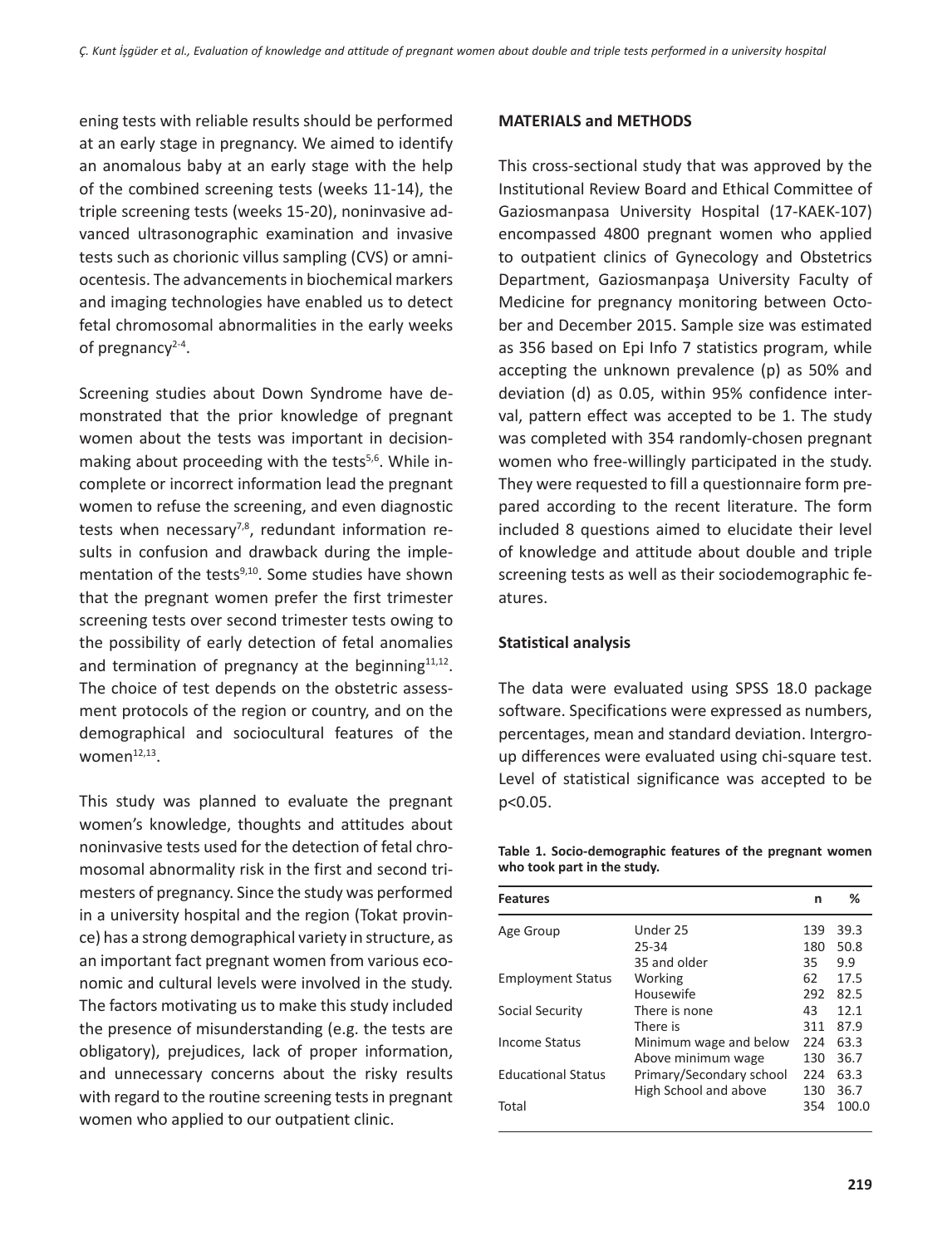ening tests with reliable results should be performed at an early stage in pregnancy. We aimed to identify an anomalous baby at an early stage with the help of the combined screening tests (weeks 11-14), the triple screening tests (weeks 15-20), noninvasive advanced ultrasonographic examination and invasive tests such as chorionic villus sampling (CVS) or amniocentesis. The advancements in biochemical markers and imaging technologies have enabled us to detect fetal chromosomal abnormalities in the early weeks of pregnancy[2-4].

Screening studies about Down Syndrome have demonstrated that the prior knowledge of pregnant women about the tests was important in decision-making about proceeding with the tests[5,6]. While incomplete or incorrect information lead the pregnant women to refuse the screening, and even diagnostic tests when necessary[7,8], redundant information results in confusion and drawback during the implementation of the tests[9,10]. Some studies have shown that the pregnant women prefer the first trimester screening tests over second trimester tests owing to the possibility of early detection of fetal anomalies and termination of pregnancy at the beginning[11,12]. The choice of test depends on the obstetric assessment protocols of the region or country, and on the demographical and sociocultural features of the women[12,13].

This study was planned to evaluate the pregnant women's knowledge, thoughts and attitudes about noninvasive tests used for the detection of fetal chromosomal abnormality risk in the first and second trimesters of pregnancy. Since the study was performed in a university hospital and the region (Tokat province) has a strong demographical variety in structure, as an important fact pregnant women from various economic and cultural levels were involved in the study. The factors motivating us to make this study included the presence of misunderstanding (e.g. the tests are obligatory), prejudices, lack of proper information, and unnecessary concerns about the risky results with regard to the routine screening tests in pregnant women who applied to our outpatient clinic.

## MATERIALS and METHODS

This cross-sectional study that was approved by the Institutional Review Board and Ethical Committee of Gaziosmanpasa University Hospital (17-KAEK-107) encompassed 4800 pregnant women who applied to outpatient clinics of Gynecology and Obstetrics Department, Gaziosmanpaşa University Faculty of Medicine for pregnancy monitoring between October and December 2015. Sample size was estimated as 356 based on Epi Info 7 statistics program, while accepting the unknown prevalence (p) as 50% and deviation (d) as 0.05, within 95% confidence interval, pattern effect was accepted to be 1. The study was completed with 354 randomly-chosen pregnant women who free-willingly participated in the study. They were requested to fill a questionnaire form prepared according to the recent literature. The form included 8 questions aimed to elucidate their level of knowledge and attitude about double and triple screening tests as well as their sociodemographic features.

### Statistical analysis

The data were evaluated using SPSS 18.0 package software. Specifications were expressed as numbers, percentages, mean and standard deviation. Intergroup differences were evaluated using chi-square test. Level of statistical significance was accepted to be $p<0.05$.

**Table 1. Socio-demographic features of the pregnant women who took part in the study.**

| Features | | n | % |
|---|---|---|---|
| Age Group | Under 25 | 139 | 39.3 |
| | 25-34 | 180 | 50.8 |
| | 35 and older | 35 | 9.9 |
| Employment Status | Working | 62 | 17.5 |
| | Housewife | 292 | 82.5 |
| Social Security | There is none | 43 | 12.1 |
| | There is | 311 | 87.9 |
| Income Status | Minimum wage and below | 224 | 63.3 |
| | Above minimum wage | 130 | 36.7 |
| Educational Status | Primary/Secondary school | 224 | 63.3 |
| | High School and above | 130 | 36.7 |
| Total | | 354 | 100.0 |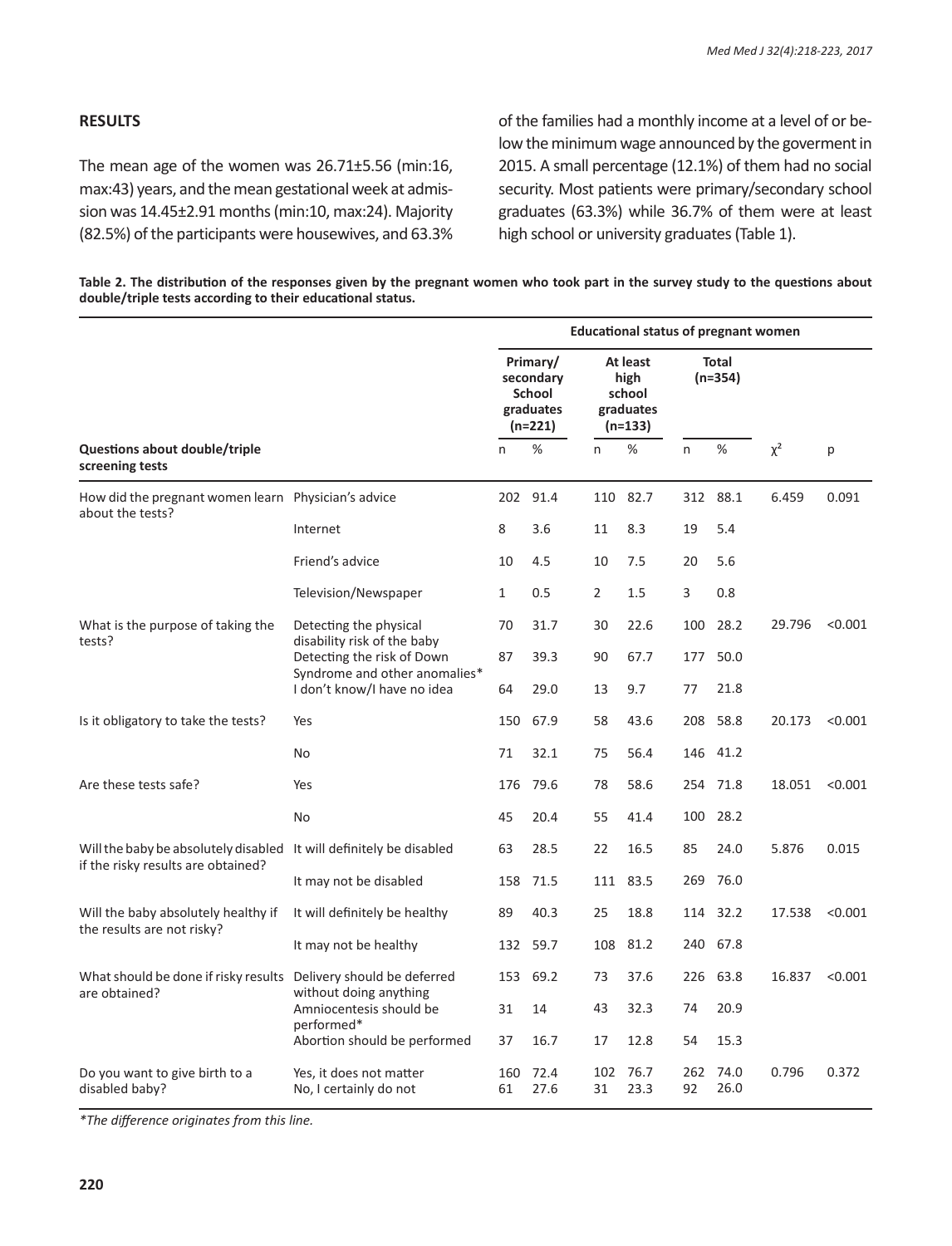## RESULTS

The mean age of the women was 26.71±5.56 (min:16, max:43) years, and the mean gestational week at admission was 14.45±2.91 months (min:10, max:24). Majority (82.5%) of the participants were housewives, and 63.3% of the families had a monthly income at a level of or below the minimum wage announced by the goverment in 2015. A small percentage (12.1%) of them had no social security. Most patients were primary/secondary school graduates (63.3%) while 36.7% of them were at least high school or university graduates (Table 1).

**Table 2. The distribution of the responses given by the pregnant women who took part in the survey study to the questions about double/triple tests according to their educational status.**

| | | Educational status of pregnant women | | | | | | | |
|---|---|---|---|---|---|---|---|---|---|
| | | Primary/ secondary School graduates (n=221) | | At least high school graduates (n=133) | | Total (n=354) | | | |
| Questions about double/triple screening tests | | n | % | n | % | n | % | $\chi^2$ | p |
| How did the pregnant women learn about the tests? | Physician's advice | 202 | 91.4 | 110 | 82.7 | 312 | 88.1 | 6.459 | 0.091 |
| | Internet | 8 | 3.6 | 11 | 8.3 | 19 | 5.4 | | |
| | Friend's advice | 10 | 4.5 | 10 | 7.5 | 20 | 5.6 | | |
| | Television/Newspaper | 1 | 0.5 | 2 | 1.5 | 3 | 0.8 | | |
| What is the purpose of taking the tests? | Detecting the physical disability risk of the baby | 70 | 31.7 | 30 | 22.6 | 100 | 28.2 | 29.796 | <0.001 |
| | Detecting the risk of Down Syndrome and other anomalies* | 87 | 39.3 | 90 | 67.7 | 177 | 50.0 | | |
| | I don't know/I have no idea | 64 | 29.0 | 13 | 9.7 | 77 | 21.8 | | |
| Is it obligatory to take the tests? | Yes | 150 | 67.9 | 58 | 43.6 | 208 | 58.8 | 20.173 | <0.001 |
| | No | 71 | 32.1 | 75 | 56.4 | 146 | 41.2 | | |
| Are these tests safe? | Yes | 176 | 79.6 | 78 | 58.6 | 254 | 71.8 | 18.051 | <0.001 |
| | No | 45 | 20.4 | 55 | 41.4 | 100 | 28.2 | | |
| Will the baby be absolutely disabled if the risky results are obtained? | It will definitely be disabled | 63 | 28.5 | 22 | 16.5 | 85 | 24.0 | 5.876 | 0.015 |
| | It may not be disabled | 158 | 71.5 | 111 | 83.5 | 269 | 76.0 | | |
| Will the baby absolutely healthy if the results are not risky? | It will definitely be healthy | 89 | 40.3 | 25 | 18.8 | 114 | 32.2 | 17.538 | <0.001 |
| | It may not be healthy | 132 | 59.7 | 108 | 81.2 | 240 | 67.8 | | |
| What should be done if risky results are obtained? | Delivery should be deferred without doing anything | 153 | 69.2 | 73 | 37.6 | 226 | 63.8 | 16.837 | <0.001 |
| | Amniocentesis should be performed* | 31 | 14 | 43 | 32.3 | 74 | 20.9 | | |
| | Abortion should be performed | 37 | 16.7 | 17 | 12.8 | 54 | 15.3 | | |
| Do you want to give birth to a disabled baby? | Yes, it does not matter | 160 | 72.4 | 102 | 76.7 | 262 | 74.0 | 0.796 | 0.372 |
| | No, I certainly do not | 61 | 27.6 | 31 | 23.3 | 92 | 26.0 | | |

*The difference originates from this line.*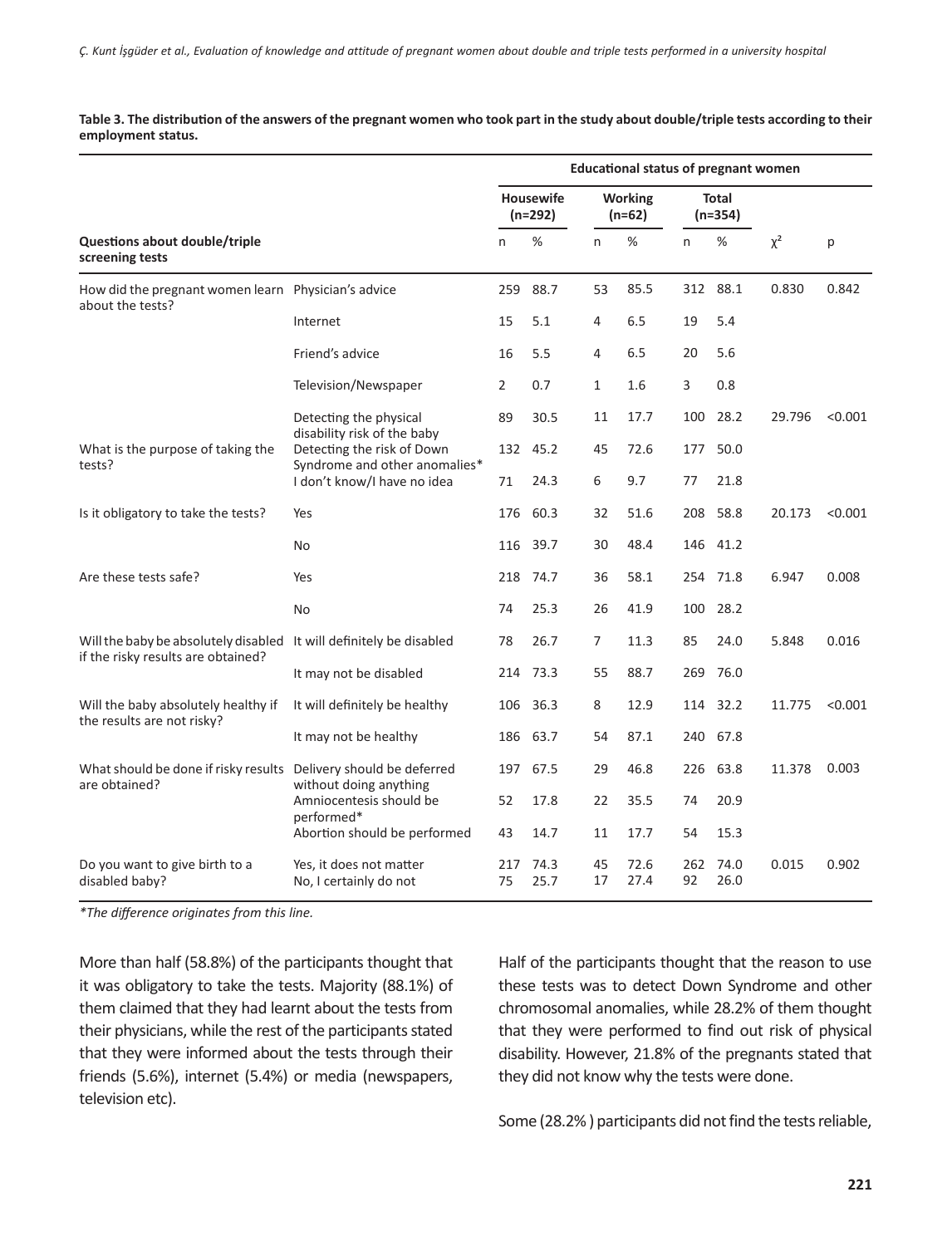**Table 3. The distribution of the answers of the pregnant women who took part in the study about double/triple tests according to their employment status.**

| | | Educational status of pregnant women | | | | | | | |
|---|---|---|---|---|---|---|---|---|---|
| | | Housewife (n=292) | | Working (n=62) | | Total (n=354) | | | |
| Questions about double/triple screening tests | | n | % | n | % | n | % | $\chi^2$ | p |
| How did the pregnant women learn about the tests? | Physician's advice | 259 | 88.7 | 53 | 85.5 | 312 | 88.1 | 0.830 | 0.842 |
| | Internet | 15 | 5.1 | 4 | 6.5 | 19 | 5.4 | | |
| | Friend's advice | 16 | 5.5 | 4 | 6.5 | 20 | 5.6 | | |
| | Television/Newspaper | 2 | 0.7 | 1 | 1.6 | 3 | 0.8 | | |
| What is the purpose of taking the tests? | Detecting the physical disability risk of the baby | 89 | 30.5 | 11 | 17.7 | 100 | 28.2 | 29.796 | <0.001 |
| | Detecting the risk of Down Syndrome and other anomalies* | 132 | 45.2 | 45 | 72.6 | 177 | 50.0 | | |
| | I don't know/I have no idea | 71 | 24.3 | 6 | 9.7 | 77 | 21.8 | | |
| Is it obligatory to take the tests? | Yes | 176 | 60.3 | 32 | 51.6 | 208 | 58.8 | 20.173 | <0.001 |
| | No | 116 | 39.7 | 30 | 48.4 | 146 | 41.2 | | |
| Are these tests safe? | Yes | 218 | 74.7 | 36 | 58.1 | 254 | 71.8 | 6.947 | 0.008 |
| | No | 74 | 25.3 | 26 | 41.9 | 100 | 28.2 | | |
| Will the baby be absolutely disabled if the risky results are obtained? | It will definitely be disabled | 78 | 26.7 | 7 | 11.3 | 85 | 24.0 | 5.848 | 0.016 |
| | It may not be disabled | 214 | 73.3 | 55 | 88.7 | 269 | 76.0 | | |
| Will the baby absolutely healthy if the results are not risky? | It will definitely be healthy | 106 | 36.3 | 8 | 12.9 | 114 | 32.2 | 11.775 | <0.001 |
| | It may not be healthy | 186 | 63.7 | 54 | 87.1 | 240 | 67.8 | | |
| What should be done if risky results are obtained? | Delivery should be deferred without doing anything | 197 | 67.5 | 29 | 46.8 | 226 | 63.8 | 11.378 | 0.003 |
| | Amniocentesis should be performed* | 52 | 17.8 | 22 | 35.5 | 74 | 20.9 | | |
| | Abortion should be performed | 43 | 14.7 | 11 | 17.7 | 54 | 15.3 | | |
| Do you want to give birth to a disabled baby? | Yes, it does not matter | 217 | 74.3 | 45 | 72.6 | 262 | 74.0 | 0.015 | 0.902 |
| | No, I certainly do not | 75 | 25.7 | 17 | 27.4 | 92 | 26.0 | | |

*\*The difference originates from this line.*

More than half (58.8%) of the participants thought that it was obligatory to take the tests. Majority (88.1%) of them claimed that they had learnt about the tests from their physicians, while the rest of the participants stated that they were informed about the tests through their friends (5.6%), internet (5.4%) or media (newspapers, television etc).

Half of the participants thought that the reason to use these tests was to detect Down Syndrome and other chromosomal anomalies, while 28.2% of them thought that they were performed to find out risk of physical disability. However, 21.8% of the pregnants stated that they did not know why the tests were done.

Some (28.2% ) participants did not find the tests reliable,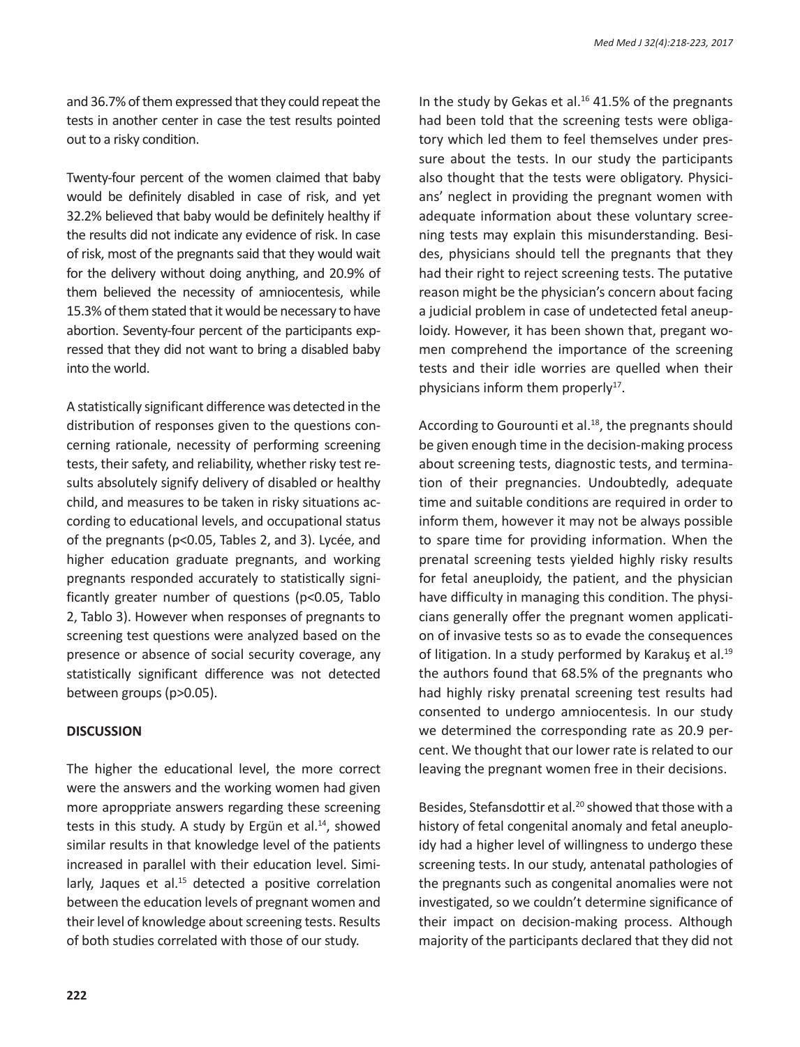and 36.7% of them expressed that they could repeat the tests in another center in case the test results pointed out to a risky condition.

Twenty-four percent of the women claimed that baby would be definitely disabled in case of risk, and yet 32.2% believed that baby would be definitely healthy if the results did not indicate any evidence of risk. In case of risk, most of the pregnants said that they would wait for the delivery without doing anything, and 20.9% of them believed the necessity of amniocentesis, while 15.3% of them stated that it would be necessary to have abortion. Seventy-four percent of the participants expressed that they did not want to bring a disabled baby into the world.

A statistically significant difference was detected in the distribution of responses given to the questions concerning rationale, necessity of performing screening tests, their safety, and reliability, whether risky test results absolutely signify delivery of disabled or healthy child, and measures to be taken in risky situations according to educational levels, and occupational status of the pregnants ($p<0.05$, Tables 2, and 3). Lycée, and higher education graduate pregnants, and working pregnants responded accurately to statistically significantly greater number of questions ($p<0.05$, Tablo 2, Tablo 3). However when responses of pregnants to screening test questions were analyzed based on the presence or absence of social security coverage, any statistically significant difference was not detected between groups ($p>0.05$).

## DISCUSSION

The higher the educational level, the more correct were the answers and the working women had given more aproppriate answers regarding these screening tests in this study. A study by Ergün et al.[14], showed similar results in that knowledge level of the patients increased in parallel with their education level. Similarly, Jaques et al.[15] detected a positive correlation between the education levels of pregnant women and their level of knowledge about screening tests. Results of both studies correlated with those of our study.

In the study by Gekas et al.[16] 41.5% of the pregnants had been told that the screening tests were obligatory which led them to feel themselves under pressure about the tests. In our study the participants also thought that the tests were obligatory. Physicians' neglect in providing the pregnant women with adequate information about these voluntary screening tests may explain this misunderstanding. Besides, physicians should tell the pregnants that they had their right to reject screening tests. The putative reason might be the physician's concern about facing a judicial problem in case of undetected fetal aneuploidy. However, it has been shown that, pregant women comprehend the importance of the screening tests and their idle worries are quelled when their physicians inform them properly[17].

According to Gourounti et al.[18], the pregnants should be given enough time in the decision-making process about screening tests, diagnostic tests, and termination of their pregnancies. Undoubtedly, adequate time and suitable conditions are required in order to inform them, however it may not be always possible to spare time for providing information. When the prenatal screening tests yielded highly risky results for fetal aneuploidy, the patient, and the physician have difficulty in managing this condition. The physicians generally offer the pregnant women application of invasive tests so as to evade the consequences of litigation. In a study performed by Karakuş et al.[19] the authors found that 68.5% of the pregnants who had highly risky prenatal screening test results had consented to undergo amniocentesis. In our study we determined the corresponding rate as 20.9 percent. We thought that our lower rate is related to our leaving the pregnant women free in their decisions.

Besides, Stefansdottir et al.[20] showed that those with a history of fetal congenital anomaly and fetal aneuploidy had a higher level of willingness to undergo these screening tests. In our study, antenatal pathologies of the pregnants such as congenital anomalies were not investigated, so we couldn't determine significance of their impact on decision-making process. Although majority of the participants declared that they did not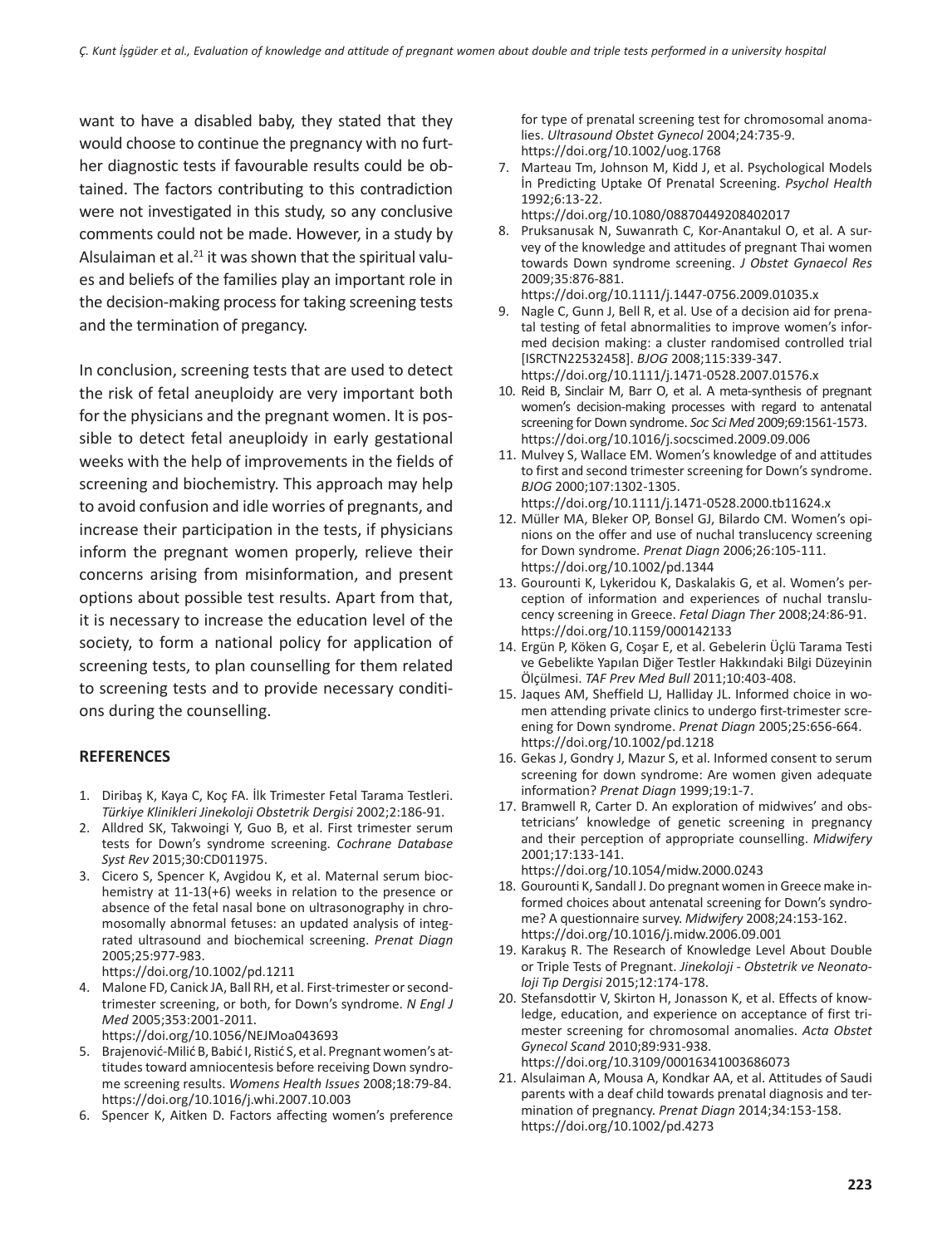want to have a disabled baby, they stated that they would choose to continue the pregnancy with no further diagnostic tests if favourable results could be obtained. The factors contributing to this contradiction were not investigated in this study, so any conclusive comments could not be made. However, in a study by Alsulaiman et al.[21] it was shown that the spiritual values and beliefs of the families play an important role in the decision-making process for taking screening tests and the termination of pregancy.

In conclusion, screening tests that are used to detect the risk of fetal aneuploidy are very important both for the physicians and the pregnant women. It is possible to detect fetal aneuploidy in early gestational weeks with the help of improvements in the fields of screening and biochemistry. This approach may help to avoid confusion and idle worries of pregnants, and increase their participation in the tests, if physicians inform the pregnant women properly, relieve their concerns arising from misinformation, and present options about possible test results. Apart from that, it is necessary to increase the education level of the society, to form a national policy for application of screening tests, to plan counselling for them related to screening tests and to provide necessary conditions during the counselling.

## REFERENCES

1. Diribaş K, Kaya C, Koç FA. İlk Trimester Fetal Tarama Testleri. *Türkiye Klinikleri Jinekoloji Obstetrik Dergisi* 2002;2:186-91.
2. Alldred SK, Takwoingi Y, Guo B, et al. First trimester serum tests for Down's syndrome screening. *Cochrane Database Syst Rev* 2015;30:CD011975.
3. Cicero S, Spencer K, Avgidou K, et al. Maternal serum biochemistry at 11-13(+6) weeks in relation to the presence or absence of the fetal nasal bone on ultrasonography in chromosomally abnormal fetuses: an updated analysis of integrated ultrasound and biochemical screening. *Prenat Diagn* 2005;25:977-983. https://doi.org/10.1002/pd.1211
4. Malone FD, Canick JA, Ball RH, et al. First-trimester or second-trimester screening, or both, for Down's syndrome. *N Engl J Med* 2005;353:2001-2011. https://doi.org/10.1056/NEJMoa043693
5. Brajenović-Milić B, Babić I, Ristić S, et al. Pregnant women's attitudes toward amniocentesis before receiving Down syndrome screening results. *Womens Health Issues* 2008;18:79-84. https://doi.org/10.1016/j.whi.2007.10.003
6. Spencer K, Aitken D. Factors affecting women's preference for type of prenatal screening test for chromosomal anomalies. *Ultrasound Obstet Gynecol* 2004;24:735-9. https://doi.org/10.1002/uog.1768
7. Marteau Tm, Johnson M, Kidd J, et al. Psychological Models İn Predicting Uptake Of Prenatal Screening. *Psychol Health* 1992;6:13-22. https://doi.org/10.1080/08870449208402017
8. Pruksanusak N, Suwanrath C, Kor-Anantakul O, et al. A survey of the knowledge and attitudes of pregnant Thai women towards Down syndrome screening. *J Obstet Gynaecol Res* 2009;35:876-881. https://doi.org/10.1111/j.1447-0756.2009.01035.x
9. Nagle C, Gunn J, Bell R, et al. Use of a decision aid for prenatal testing of fetal abnormalities to improve women's informed decision making: a cluster randomised controlled trial [ISRCTN22532458]. *BJOG* 2008;115:339-347. https://doi.org/10.1111/j.1471-0528.2007.01576.x
10. Reid B, Sinclair M, Barr O, et al. A meta-synthesis of pregnant women's decision-making processes with regard to antenatal screening for Down syndrome. *Soc Sci Med* 2009;69:1561-1573. https://doi.org/10.1016/j.socscimed.2009.09.006
11. Mulvey S, Wallace EM. Women's knowledge of and attitudes to first and second trimester screening for Down's syndrome. *BJOG* 2000;107:1302-1305. https://doi.org/10.1111/j.1471-0528.2000.tb11624.x
12. Müller MA, Bleker OP, Bonsel GJ, Bilardo CM. Women's opinions on the offer and use of nuchal translucency screening for Down syndrome. *Prenat Diagn* 2006;26:105-111. https://doi.org/10.1002/pd.1344
13. Gourounti K, Lykeridou K, Daskalakis G, et al. Women's perception of information and experiences of nuchal translucency screening in Greece. *Fetal Diagn Ther* 2008;24:86-91. https://doi.org/10.1159/000142133
14. Ergün P, Köken G, Coşar E, et al. Gebelerin Üçlü Tarama Testi ve Gebelikte Yapılan Diğer Testler Hakkındaki Bilgi Düzeyinin Ölçülmesi. *TAF Prev Med Bull* 2011;10:403-408.
15. Jaques AM, Sheffield LJ, Halliday JL. Informed choice in women attending private clinics to undergo first-trimester screening for Down syndrome. *Prenat Diagn* 2005;25:656-664. https://doi.org/10.1002/pd.1218
16. Gekas J, Gondry J, Mazur S, et al. Informed consent to serum screening for down syndrome: Are women given adequate information? *Prenat Diagn* 1999;19:1-7.
17. Bramwell R, Carter D. An exploration of midwives' and obstetricians' knowledge of genetic screening in pregnancy and their perception of appropriate counselling. *Midwifery* 2001;17:133-141. https://doi.org/10.1054/midw.2000.0243
18. Gourounti K, Sandall J. Do pregnant women in Greece make informed choices about antenatal screening for Down's syndrome? A questionnaire survey. *Midwifery* 2008;24:153-162. https://doi.org/10.1016/j.midw.2006.09.001
19. Karakuş R. The Research of Knowledge Level About Double or Triple Tests of Pregnant. *Jinekoloji - Obstetrik ve Neonatoloji Tıp Dergisi* 2015;12:174-178.
20. Stefansdottir V, Skirton H, Jonasson K, et al. Effects of knowledge, education, and experience on acceptance of first trimester screening for chromosomal anomalies. *Acta Obstet Gynecol Scand* 2010;89:931-938. https://doi.org/10.3109/00016341003686073
21. Alsulaiman A, Mousa A, Kondkar AA, et al. Attitudes of Saudi parents with a deaf child towards prenatal diagnosis and termination of pregnancy. *Prenat Diagn* 2014;34:153-158. https://doi.org/10.1002/pd.4273